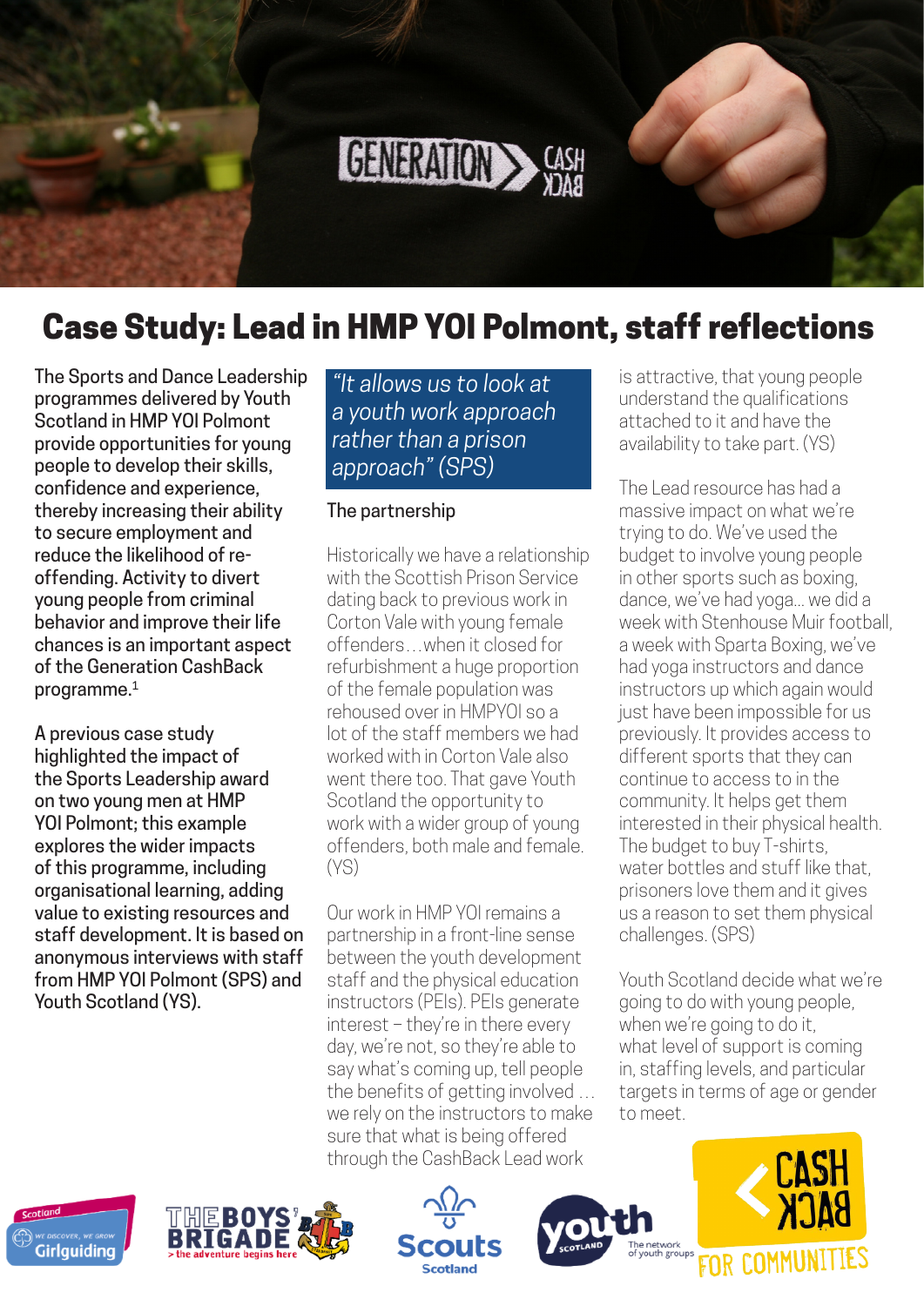# Case Study: Lead in HMP YOI Polmont, staff reflections

The Sports and Dance Leadership programmes delivered by Youth Scotland in HMP YOI Polmont provide opportunities for young people to develop their skills, confidence and experience, thereby increasing their ability to secure employment and reduce the likelihood of re-offending. Activity to divert young people from criminal behavior and improve their life chances is an important aspect of the Generation CashBack programme.[1]

A previous case study highlighted the impact of the Sports Leadership award on two young men at HMP YOI Polmont; this example explores the wider impacts of this programme, including organisational learning, adding value to existing resources and staff development. It is based on anonymous interviews with staff from HMP YOI Polmont (SPS) and Youth Scotland (YS).

*"It allows us to look at a youth work approach rather than a prison approach" (SPS)*

## The partnership

Historically we have a relationship with the Scottish Prison Service dating back to previous work in Corton Vale with young female offenders…when it closed for refurbishment a huge proportion of the female population was rehoused over in HMPYOI so a lot of the staff members we had worked with in Corton Vale also went there too. That gave Youth Scotland the opportunity to work with a wider group of young offenders, both male and female. (YS)

Our work in HMP YOI remains a partnership in a front-line sense between the youth development staff and the physical education instructors (PEIs). PEIs generate interest – they're in there every day, we're not, so they're able to say what's coming up, tell people the benefits of getting involved … we rely on the instructors to make sure that what is being offered through the CashBack Lead work is attractive, that young people understand the qualifications attached to it and have the availability to take part. (YS)

The Lead resource has had a massive impact on what we're trying to do. We've used the budget to involve young people in other sports such as boxing, dance, we've had yoga… we did a week with Stenhouse Muir football, a week with Sparta Boxing, we've had yoga instructors and dance instructors up which again would just have been impossible for us previously. It provides access to different sports that they can continue to access to in the community. It helps get them interested in their physical health. The budget to buy T-shirts, water bottles and stuff like that, prisoners love them and it gives us a reason to set them physical challenges. (SPS)

Youth Scotland decide what we're going to do with young people, when we're going to do it, what level of support is coming in, staffing levels, and particular targets in terms of age or gender to meet.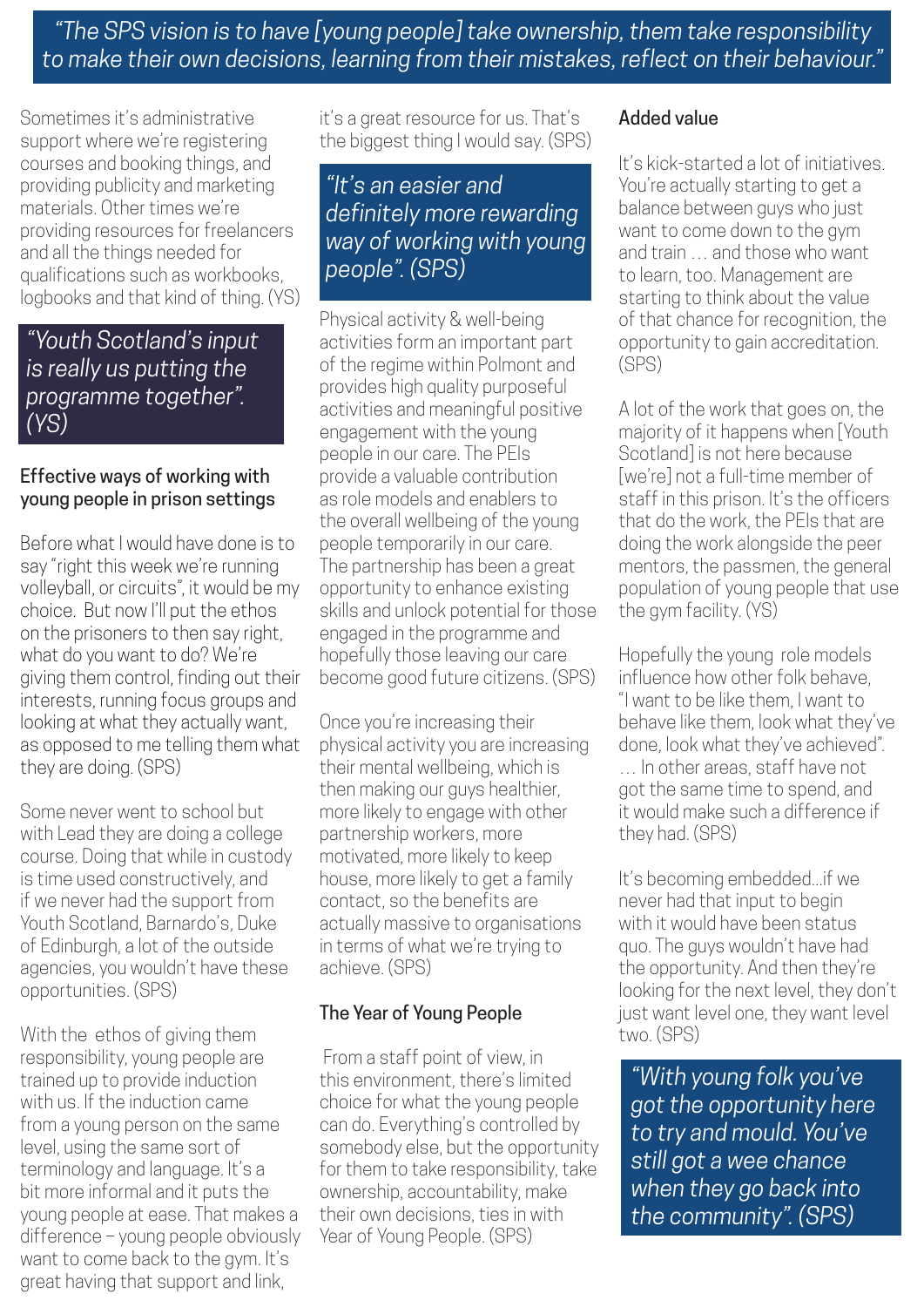*"The SPS vision is to have [young people] take ownership, them take responsibility to make their own decisions, learning from their mistakes, reflect on their behaviour."*

Sometimes it's administrative support where we're registering courses and booking things, and providing publicity and marketing materials. Other times we're providing resources for freelancers and all the things needed for qualifications such as workbooks, logbooks and that kind of thing. (YS)

*"Youth Scotland's input is really us putting the programme together". (YS)*

### Effective ways of working with young people in prison settings

Before what I would have done is to say "right this week we're running volleyball, or circuits", it would be my choice. But now I'll put the ethos on the prisoners to then say right, what do you want to do? We're giving them control, finding out their interests, running focus groups and looking at what they actually want, as opposed to me telling them what they are doing. (SPS)

Some never went to school but with Lead they are doing a college course. Doing that while in custody is time used constructively, and if we never had the support from Youth Scotland, Barnardo's, Duke of Edinburgh, a lot of the outside agencies, you wouldn't have these opportunities. (SPS)

With the ethos of giving them responsibility, young people are trained up to provide induction with us. If the induction came from a young person on the same level, using the same sort of terminology and language. It's a bit more informal and it puts the young people at ease. That makes a difference – young people obviously want to come back to the gym. It's great having that support and link, it's a great resource for us. That's the biggest thing I would say. (SPS)

*"It's an easier and definitely more rewarding way of working with young people". (SPS)*

Physical activity & well-being activities form an important part of the regime within Polmont and provides high quality purposeful activities and meaningful positive engagement with the young people in our care. The PEIs provide a valuable contribution as role models and enablers to the overall wellbeing of the young people temporarily in our care. The partnership has been a great opportunity to enhance existing skills and unlock potential for those engaged in the programme and hopefully those leaving our care become good future citizens. (SPS)

Once you're increasing their physical activity you are increasing their mental wellbeing, which is then making our guys healthier, more likely to engage with other partnership workers, more motivated, more likely to keep house, more likely to get a family contact, so the benefits are actually massive to organisations in terms of what we're trying to achieve. (SPS)

### The Year of Young People

From a staff point of view, in this environment, there's limited choice for what the young people can do. Everything's controlled by somebody else, but the opportunity for them to take responsibility, take ownership, accountability, make their own decisions, ties in with Year of Young People. (SPS)

### Added value

It's kick-started a lot of initiatives. You're actually starting to get a balance between guys who just want to come down to the gym and train … and those who want to learn, too. Management are starting to think about the value of that chance for recognition, the opportunity to gain accreditation. (SPS)

A lot of the work that goes on, the majority of it happens when [Youth Scotland] is not here because [we're] not a full-time member of staff in this prison. It's the officers that do the work, the PEIs that are doing the work alongside the peer mentors, the passmen, the general population of young people that use the gym facility. (YS)

Hopefully the young role models influence how other folk behave, "I want to be like them, I want to behave like them, look what they've done, look what they've achieved". … In other areas, staff have not got the same time to spend, and it would make such a difference if they had. (SPS)

It's becoming embedded…if we never had that input to begin with it would have been status quo. The guys wouldn't have had the opportunity. And then they're looking for the next level, they don't just want level one, they want level two. (SPS)

*"With young folk you've got the opportunity here to try and mould. You've still got a wee chance when they go back into the community". (SPS)*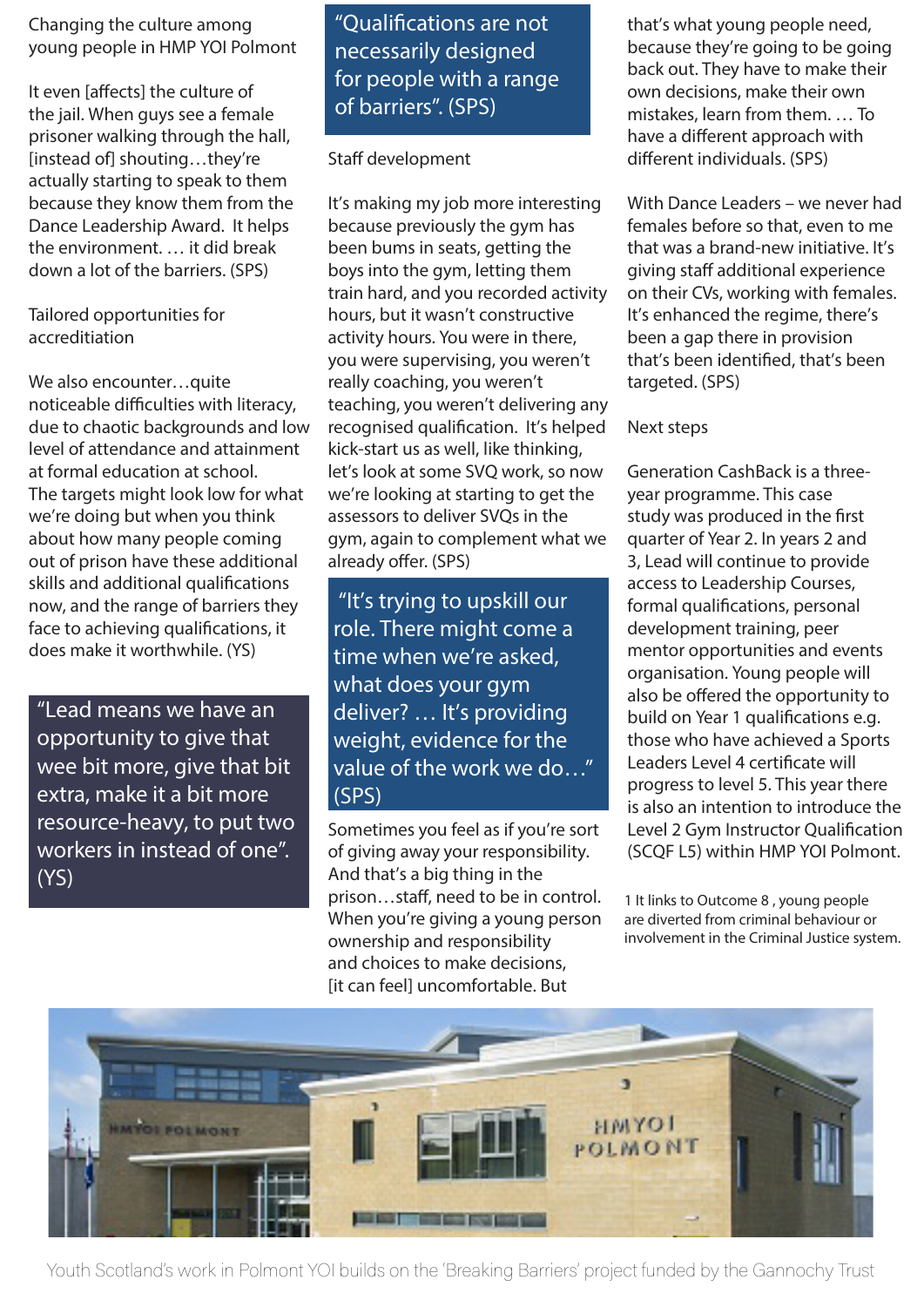## Changing the culture among young people in HMP YOI Polmont

It even [affects] the culture of the jail. When guys see a female prisoner walking through the hall, [instead of] shouting…they're actually starting to speak to them because they know them from the Dance Leadership Award. It helps the environment. … it did break down a lot of the barriers. (SPS)

## Tailored opportunities for accreditiation

We also encounter…quite noticeable difficulties with literacy, due to chaotic backgrounds and low level of attendance and attainment at formal education at school. The targets might look low for what we're doing but when you think about how many people coming out of prison have these additional skills and additional qualifications now, and the range of barriers they face to achieving qualifications, it does make it worthwhile. (YS)

> "Lead means we have an opportunity to give that wee bit more, give that bit extra, make it a bit more resource-heavy, to put two workers in instead of one". (YS)

> "Qualifications are not necessarily designed for people with a range of barriers". (SPS)

## Staff development

It's making my job more interesting because previously the gym has been bums in seats, getting the boys into the gym, letting them train hard, and you recorded activity hours, but it wasn't constructive activity hours. You were in there, you were supervising, you weren't really coaching, you weren't teaching, you weren't delivering any recognised qualification. It's helped kick-start us as well, like thinking, let's look at some SVQ work, so now we're looking at starting to get the assessors to deliver SVQs in the gym, again to complement what we already offer. (SPS)

> "It's trying to upskill our role. There might come a time when we're asked, what does your gym deliver? … It's providing weight, evidence for the value of the work we do…" (SPS)

Sometimes you feel as if you're sort of giving away your responsibility. And that's a big thing in the prison…staff, need to be in control. When you're giving a young person ownership and responsibility and choices to make decisions, [it can feel] uncomfortable. But that's what young people need, because they're going to be going back out. They have to make their own decisions, make their own mistakes, learn from them. … To have a different approach with different individuals. (SPS)

With Dance Leaders – we never had females before so that, even to me that was a brand-new initiative. It's giving staff additional experience on their CVs, working with females. It's enhanced the regime, there's been a gap there in provision that's been identified, that's been targeted. (SPS)

## Next steps

Generation CashBack is a three-year programme. This case study was produced in the first quarter of Year 2. In years 2 and 3, Lead will continue to provide access to Leadership Courses, formal qualifications, personal development training, peer mentor opportunities and events organisation. Young people will also be offered the opportunity to build on Year 1 qualifications e.g. those who have achieved a Sports Leaders Level 4 certificate will progress to level 5. This year there is also an intention to introduce the Level 2 Gym Instructor Qualification (SCQF L5) within HMP YOI Polmont.

1 It links to Outcome 8 , young people are diverted from criminal behaviour or involvement in the Criminal Justice system.

Youth Scotland's work in Polmont YOI builds on the 'Breaking Barriers' project funded by the Gannochy Trust